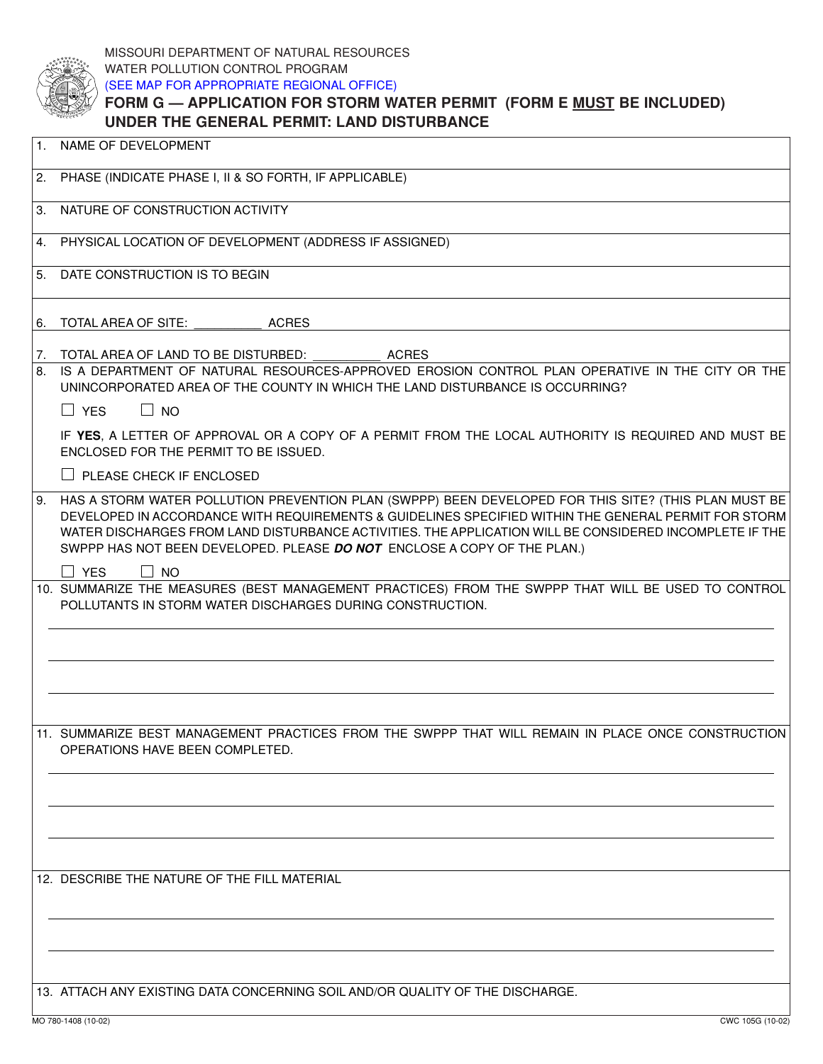MISSOURI DEPARTMENT OF NATURAL RESOURCES
WATER POLLUTION CONTROL PROGRAM
(SEE MAP FOR APPROPRIATE REGIONAL OFFICE)

# FORM G — APPLICATION FOR STORM WATER PERMIT (FORM E MUST BE INCLUDED) UNDER THE GENERAL PERMIT: LAND DISTURBANCE

1. NAME OF DEVELOPMENT

2. PHASE (INDICATE PHASE I, II & SO FORTH, IF APPLICABLE)

3. NATURE OF CONSTRUCTION ACTIVITY

4. PHYSICAL LOCATION OF DEVELOPMENT (ADDRESS IF ASSIGNED)

5. DATE CONSTRUCTION IS TO BEGIN

6. TOTAL AREA OF SITE: __________ ACRES

7. TOTAL AREA OF LAND TO BE DISTURBED: __________ ACRES

8. IS A DEPARTMENT OF NATURAL RESOURCES-APPROVED EROSION CONTROL PLAN OPERATIVE IN THE CITY OR THE UNINCORPORATED AREA OF THE COUNTY IN WHICH THE LAND DISTURBANCE IS OCCURRING?

   ☐ YES ☐ NO

   IF **YES**, A LETTER OF APPROVAL OR A COPY OF A PERMIT FROM THE LOCAL AUTHORITY IS REQUIRED AND MUST BE ENCLOSED FOR THE PERMIT TO BE ISSUED.

   ☐ PLEASE CHECK IF ENCLOSED

9. HAS A STORM WATER POLLUTION PREVENTION PLAN (SWPPP) BEEN DEVELOPED FOR THIS SITE? (THIS PLAN MUST BE DEVELOPED IN ACCORDANCE WITH REQUIREMENTS & GUIDELINES SPECIFIED WITHIN THE GENERAL PERMIT FOR STORM WATER DISCHARGES FROM LAND DISTURBANCE ACTIVITIES. THE APPLICATION WILL BE CONSIDERED INCOMPLETE IF THE SWPPP HAS NOT BEEN DEVELOPED. PLEASE ***DO NOT*** ENCLOSE A COPY OF THE PLAN.)

   ☐ YES ☐ NO

10. SUMMARIZE THE MEASURES (BEST MANAGEMENT PRACTICES) FROM THE SWPPP THAT WILL BE USED TO CONTROL POLLUTANTS IN STORM WATER DISCHARGES DURING CONSTRUCTION.

11. SUMMARIZE BEST MANAGEMENT PRACTICES FROM THE SWPPP THAT WILL REMAIN IN PLACE ONCE CONSTRUCTION OPERATIONS HAVE BEEN COMPLETED.

12. DESCRIBE THE NATURE OF THE FILL MATERIAL

13. ATTACH ANY EXISTING DATA CONCERNING SOIL AND/OR QUALITY OF THE DISCHARGE.

MO 780-1408 (10-02) CWC 105G (10-02)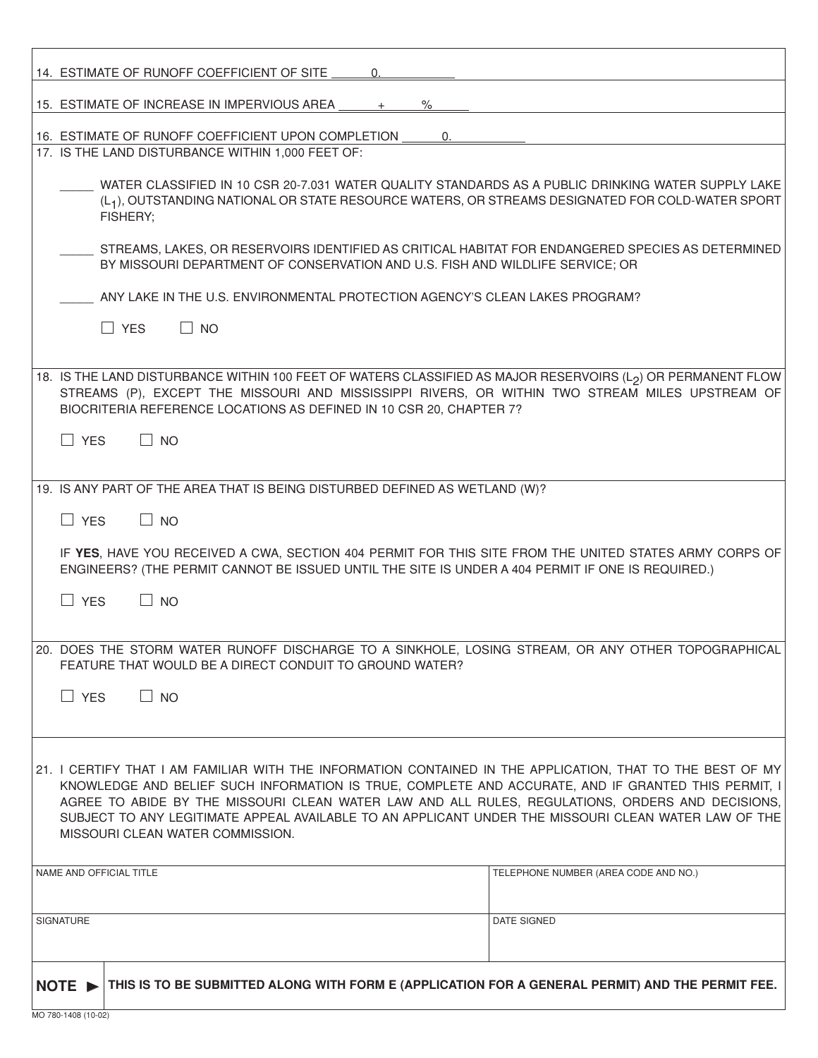14. ESTIMATE OF RUNOFF COEFFICIENT OF SITE ______ 0. ___________

15. ESTIMATE OF INCREASE IN IMPERVIOUS AREA ______ + ______ % ______

16. ESTIMATE OF RUNOFF COEFFICIENT UPON COMPLETION ______ 0. ___________

17. IS THE LAND DISTURBANCE WITHIN 1,000 FEET OF:

_____ WATER CLASSIFIED IN 10 CSR 20-7.031 WATER QUALITY STANDARDS AS A PUBLIC DRINKING WATER SUPPLY LAKE ($L_1$), OUTSTANDING NATIONAL OR STATE RESOURCE WATERS, OR STREAMS DESIGNATED FOR COLD-WATER SPORT FISHERY;

_____ STREAMS, LAKES, OR RESERVOIRS IDENTIFIED AS CRITICAL HABITAT FOR ENDANGERED SPECIES AS DETERMINED BY MISSOURI DEPARTMENT OF CONSERVATION AND U.S. FISH AND WILDLIFE SERVICE; OR

_____ ANY LAKE IN THE U.S. ENVIRONMENTAL PROTECTION AGENCY'S CLEAN LAKES PROGRAM?

☐ YES ☐ NO

18. IS THE LAND DISTURBANCE WITHIN 100 FEET OF WATERS CLASSIFIED AS MAJOR RESERVOIRS ($L_2$) OR PERMANENT FLOW STREAMS (P), EXCEPT THE MISSOURI AND MISSISSIPPI RIVERS, OR WITHIN TWO STREAM MILES UPSTREAM OF BIOCRITERIA REFERENCE LOCATIONS AS DEFINED IN 10 CSR 20, CHAPTER 7?

☐ YES ☐ NO

19. IS ANY PART OF THE AREA THAT IS BEING DISTURBED DEFINED AS WETLAND (W)?

☐ YES ☐ NO

IF **YES**, HAVE YOU RECEIVED A CWA, SECTION 404 PERMIT FOR THIS SITE FROM THE UNITED STATES ARMY CORPS OF ENGINEERS? (THE PERMIT CANNOT BE ISSUED UNTIL THE SITE IS UNDER A 404 PERMIT IF ONE IS REQUIRED.)

☐ YES ☐ NO

20. DOES THE STORM WATER RUNOFF DISCHARGE TO A SINKHOLE, LOSING STREAM, OR ANY OTHER TOPOGRAPHICAL FEATURE THAT WOULD BE A DIRECT CONDUIT TO GROUND WATER?

☐ YES ☐ NO

21. I CERTIFY THAT I AM FAMILIAR WITH THE INFORMATION CONTAINED IN THE APPLICATION, THAT TO THE BEST OF MY KNOWLEDGE AND BELIEF SUCH INFORMATION IS TRUE, COMPLETE AND ACCURATE, AND IF GRANTED THIS PERMIT, I AGREE TO ABIDE BY THE MISSOURI CLEAN WATER LAW AND ALL RULES, REGULATIONS, ORDERS AND DECISIONS, SUBJECT TO ANY LEGITIMATE APPEAL AVAILABLE TO AN APPLICANT UNDER THE MISSOURI CLEAN WATER LAW OF THE MISSOURI CLEAN WATER COMMISSION.

| | |
|---|---|
| NAME AND OFFICIAL TITLE | TELEPHONE NUMBER (AREA CODE AND NO.) |
| SIGNATURE | DATE SIGNED |

**NOTE ▶ THIS IS TO BE SUBMITTED ALONG WITH FORM E (APPLICATION FOR A GENERAL PERMIT) AND THE PERMIT FEE.**

MO 780-1408 (10-02)